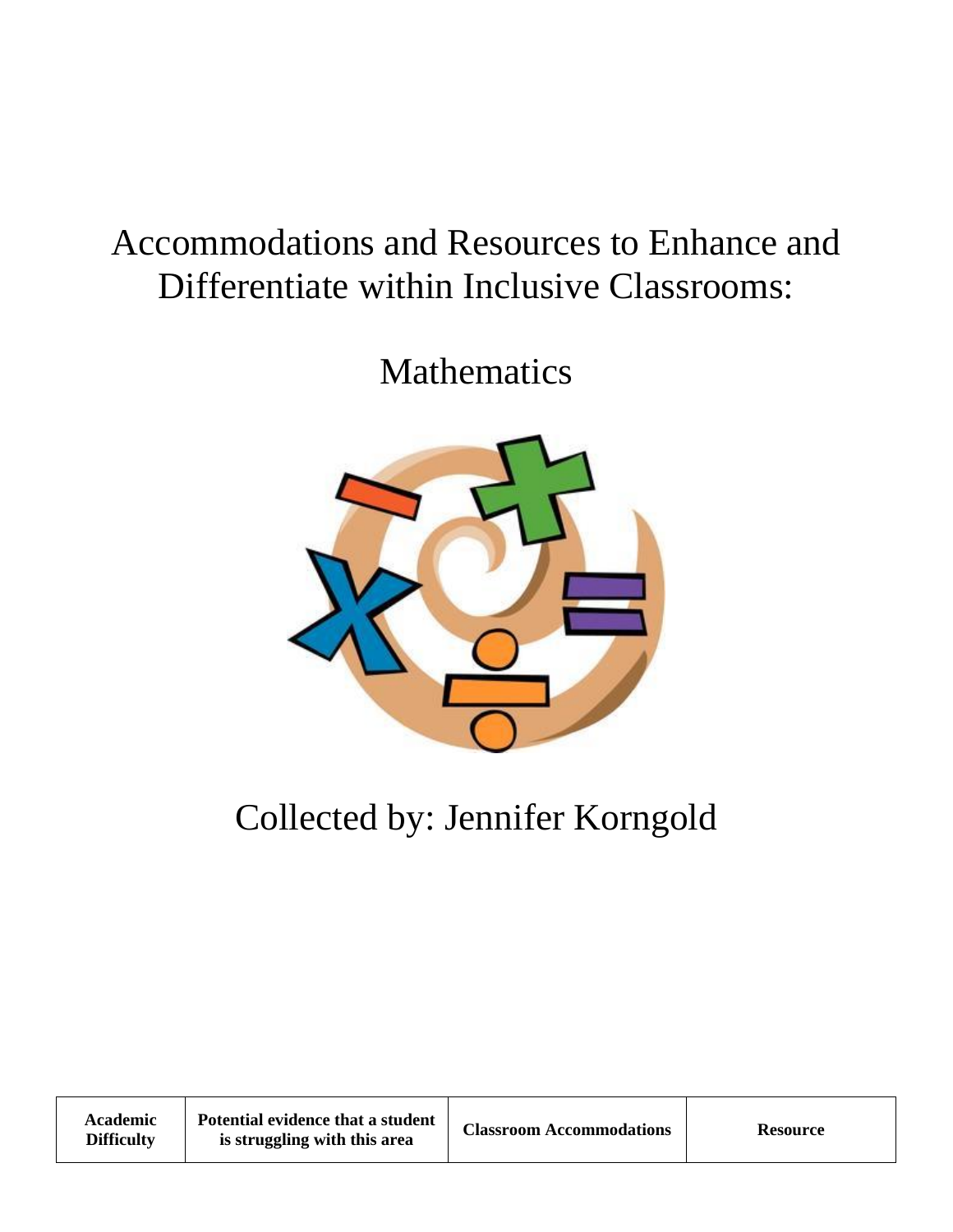# Accommodations and Resources to Enhance and Differentiate within Inclusive Classrooms:

## Mathematics

Collected by: Jennifer Korngold

| Academic Difficulty | Potential evidence that a student is struggling with this area | Classroom Accommodations | Resource |
| --- | --- | --- | --- |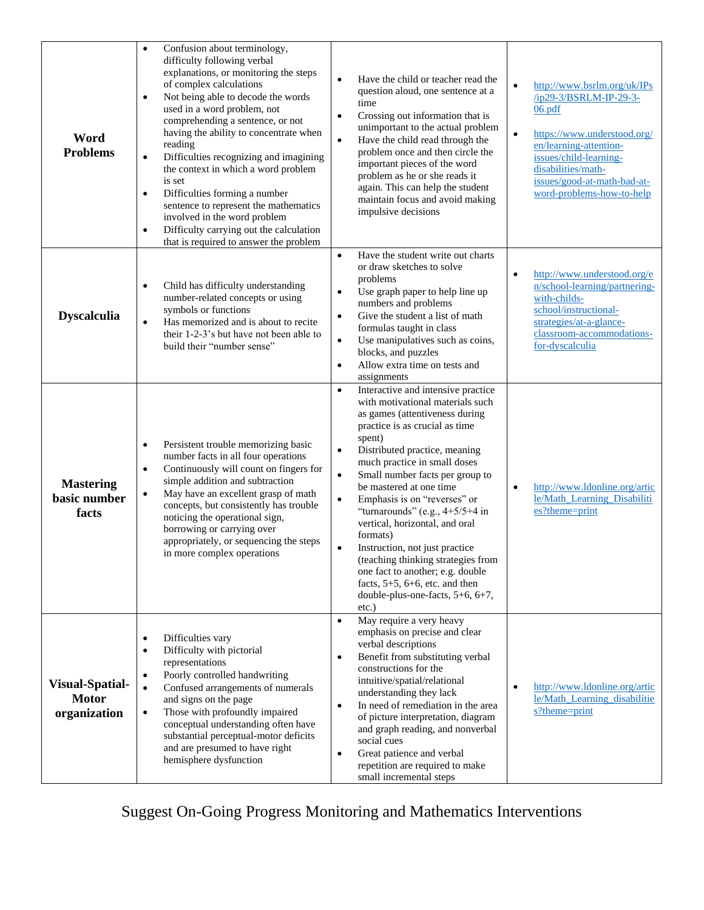| | | | |
|---|---|---|---|
| **Word Problems** | • Confusion about terminology, difficulty following verbal explanations, or monitoring the steps of complex calculations<br>• Not being able to decode the words used in a word problem, not comprehending a sentence, or not having the ability to concentrate when reading<br>• Difficulties recognizing and imagining the context in which a word problem is set<br>• Difficulties forming a number sentence to represent the mathematics involved in the word problem<br>• Difficulty carrying out the calculation that is required to answer the problem | • Have the child or teacher read the question aloud, one sentence at a time<br>• Crossing out information that is unimportant to the actual problem<br>• Have the child read through the problem once and then circle the important pieces of the word problem as he or she reads it again. This can help the student maintain focus and avoid making impulsive decisions | • http://www.bsrlm.org/uk/IPs/ip29-3/BSRLM-IP-29-3-06.pdf<br>• https://www.understood.org/en/learning-attention-issues/child-learning-disabilities/math-issues/good-at-math-bad-at-word-problems-how-to-help |
| **Dyscalculia** | • Child has difficulty understanding number-related concepts or using symbols or functions<br>• Has memorized and is about to recite their 1-2-3's but have not been able to build their "number sense" | • Have the student write out charts or draw sketches to solve problems<br>• Use graph paper to help line up numbers and problems<br>• Give the student a list of math formulas taught in class<br>• Use manipulatives such as coins, blocks, and puzzles<br>• Allow extra time on tests and assignments | • http://www.understood.org/en/school-learning/partnering-with-childs-school/instructional-strategies/at-a-glance-classroom-accommodations-for-dyscalculia |
| **Mastering basic number facts** | • Persistent trouble memorizing basic number facts in all four operations<br>• Continuously will count on fingers for simple addition and subtraction<br>• May have an excellent grasp of math concepts, but consistently has trouble noticing the operational sign, borrowing or carrying over appropriately, or sequencing the steps in more complex operations | • Interactive and intensive practice with motivational materials such as games (attentiveness during practice is as crucial as time spent)<br>• Distributed practice, meaning much practice in small doses<br>• Small number facts per group to be mastered at one time<br>• Emphasis is on "reverses" or "turnarounds" (e.g., 4+5/5+4 in vertical, horizontal, and oral formats)<br>• Instruction, not just practice (teaching thinking strategies from one fact to another; e.g. double facts, 5+5, 6+6, etc. and then double-plus-one-facts, 5+6, 6+7, etc.) | • http://www.ldonline.org/article/Math_Learning_Disabilities?theme=print |
| **Visual-Spatial-Motor organization** | • Difficulties vary<br>• Difficulty with pictorial representations<br>• Poorly controlled handwriting<br>• Confused arrangements of numerals and signs on the page<br>• Those with profoundly impaired conceptual understanding often have substantial perceptual-motor deficits and are presumed to have right hemisphere dysfunction | • May require a very heavy emphasis on precise and clear verbal descriptions<br>• Benefit from substituting verbal constructions for the intuitive/spatial/relational understanding they lack<br>• In need of remediation in the area of picture interpretation, diagram and graph reading, and nonverbal social cues<br>• Great patience and verbal repetition are required to make small incremental steps | • http://www.ldonline.org/article/Math_Learning_disabilities?theme=print |

Suggest On-Going Progress Monitoring and Mathematics Interventions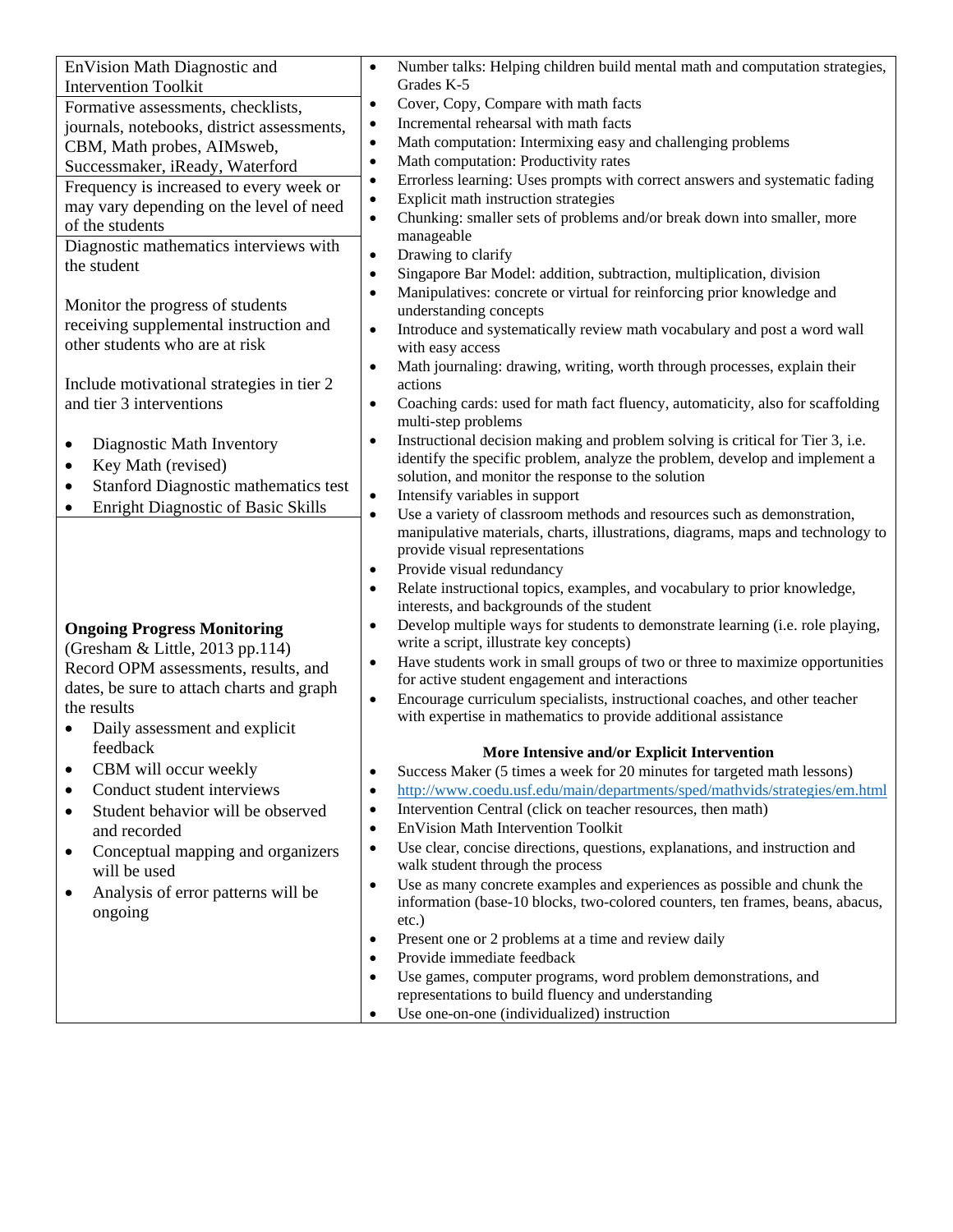| | |
|---|---|
| EnVision Math Diagnostic and Intervention Toolkit | • Number talks: Helping children build mental math and computation strategies, Grades K-5<br>• Cover, Copy, Compare with math facts<br>• Incremental rehearsal with math facts<br>• Math computation: Intermixing easy and challenging problems<br>• Math computation: Productivity rates<br>• Errorless learning: Uses prompts with correct answers and systematic fading<br>• Explicit math instruction strategies<br>• Chunking: smaller sets of problems and/or break down into smaller, more manageable<br>• Drawing to clarify<br>• Singapore Bar Model: addition, subtraction, multiplication, division<br>• Manipulatives: concrete or virtual for reinforcing prior knowledge and understanding concepts<br>• Introduce and systematically review math vocabulary and post a word wall with easy access<br>• Math journaling: drawing, writing, worth through processes, explain their actions<br>• Coaching cards: used for math fact fluency, automaticity, also for scaffolding multi-step problems<br>• Instructional decision making and problem solving is critical for Tier 3, i.e. identify the specific problem, analyze the problem, develop and implement a solution, and monitor the response to the solution<br>• Intensify variables in support<br>• Use a variety of classroom methods and resources such as demonstration, manipulative materials, charts, illustrations, diagrams, maps and technology to provide visual representations<br>• Provide visual redundancy<br>• Relate instructional topics, examples, and vocabulary to prior knowledge, interests, and backgrounds of the student<br>• Develop multiple ways for students to demonstrate learning (i.e. role playing, write a script, illustrate key concepts)<br>• Have students work in small groups of two or three to maximize opportunities for active student engagement and interactions<br>• Encourage curriculum specialists, instructional coaches, and other teacher with expertise in mathematics to provide additional assistance<br><br>**More Intensive and/or Explicit Intervention**<br>• Success Maker (5 times a week for 20 minutes for targeted math lessons)<br>• http://www.coedu.usf.edu/main/departments/sped/mathvids/strategies/em.html<br>• Intervention Central (click on teacher resources, then math)<br>• EnVision Math Intervention Toolkit<br>• Use clear, concise directions, questions, explanations, and instruction and walk student through the process<br>• Use as many concrete examples and experiences as possible and chunk the information (base-10 blocks, two-colored counters, ten frames, beans, abacus, etc.)<br>• Present one or 2 problems at a time and review daily<br>• Provide immediate feedback<br>• Use games, computer programs, word problem demonstrations, and representations to build fluency and understanding<br>• Use one-on-one (individualized) instruction |
| Formative assessments, checklists, journals, notebooks, district assessments, CBM, Math probes, AIMsweb, Successmaker, iReady, Waterford | |
| Frequency is increased to every week or may vary depending on the level of need of the students | |
| Diagnostic mathematics interviews with the student<br><br>Monitor the progress of students receiving supplemental instruction and other students who are at risk<br><br>Include motivational strategies in tier 2 and tier 3 interventions<br><br>• Diagnostic Math Inventory<br>• Key Math (revised)<br>• Stanford Diagnostic mathematics test<br>• Enright Diagnostic of Basic Skills | |
| **Ongoing Progress Monitoring**<br>(Gresham & Little, 2013 pp.114)<br>Record OPM assessments, results, and dates, be sure to attach charts and graph the results<br>• Daily assessment and explicit feedback<br>• CBM will occur weekly<br>• Conduct student interviews<br>• Student behavior will be observed and recorded<br>• Conceptual mapping and organizers will be used<br>• Analysis of error patterns will be ongoing | |